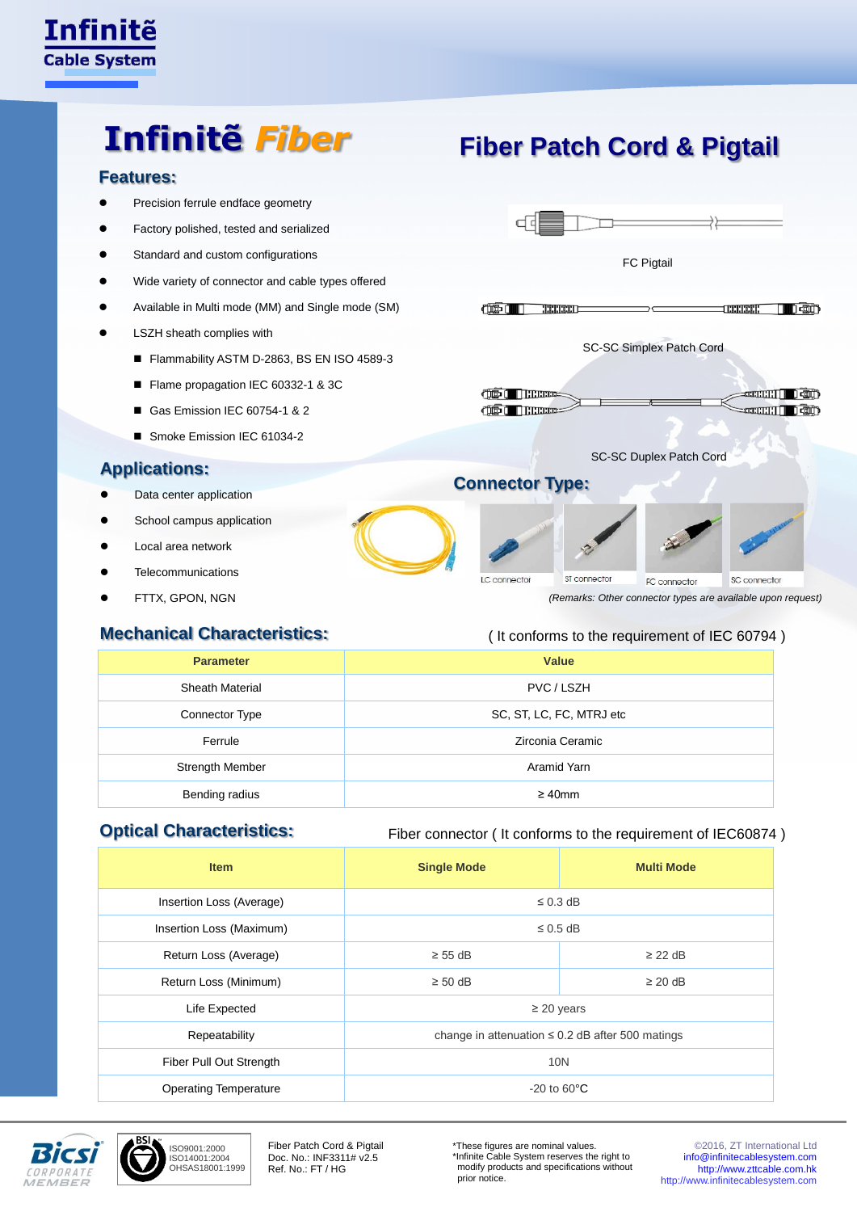# Infinitẽ Fiber

# Fiber Patch Cord & Pigtail

## Features:

- Precision ferrule endface geometry
- Factory polished, tested and serialized
- Standard and custom configurations
- Wide variety of connector and cable types offered
- Available in Multi mode (MM) and Single mode (SM)
- LSZH sheath complies with
  - Flammability ASTM D-2863, BS EN ISO 4589-3
  - Flame propagation IEC 60332-1 & 3C
  - Gas Emission IEC 60754-1 & 2
  - Smoke Emission IEC 61034-2

FC Pigtail

SC-SC Simplex Patch Cord

SC-SC Duplex Patch Cord

## Applications:

- Data center application
- School campus application
- Local area network
- Telecommunications
- FTTX, GPON, NGN

## Connector Type:

LC connector ST connector FC connector SC connector

*(Remarks: Other connector types are available upon request)*

## Mechanical Characteristics:

( It conforms to the requirement of IEC 60794 )

| Parameter | Value |
|---|---|
| Sheath Material | PVC / LSZH |
| Connector Type | SC, ST, LC, FC, MTRJ etc |
| Ferrule | Zirconia Ceramic |
| Strength Member | Aramid Yarn |
| Bending radius | ≥ 40mm |

## Optical Characteristics:

Fiber connector ( It conforms to the requirement of IEC60874 )

| Item | Single Mode | Multi Mode |
|---|---|---|
| Insertion Loss (Average) | ≤ 0.3 dB | |
| Insertion Loss (Maximum) | ≤ 0.5 dB | |
| Return Loss (Average) | ≥ 55 dB | ≥ 22 dB |
| Return Loss (Minimum) | ≥ 50 dB | ≥ 20 dB |
| Life Expected | ≥ 20 years | |
| Repeatability | change in attenuation ≤ 0.2 dB after 500 matings | |
| Fiber Pull Out Strength | 10N | |
| Operating Temperature | -20 to 60°C | |

ISO9001:2000
ISO14001:2004
OHSAS18001:1999

Fiber Patch Cord & Pigtail
Doc. No.: INF3311# v2.5
Ref. No.: FT / HG

*These figures are nominal values.
*Infinite Cable System reserves the right to modify products and specifications without prior notice.

©2016, ZT International Ltd
info@infinitecablesystem.com
http://www.zttcable.com.hk
http://www.infinitecablesystem.com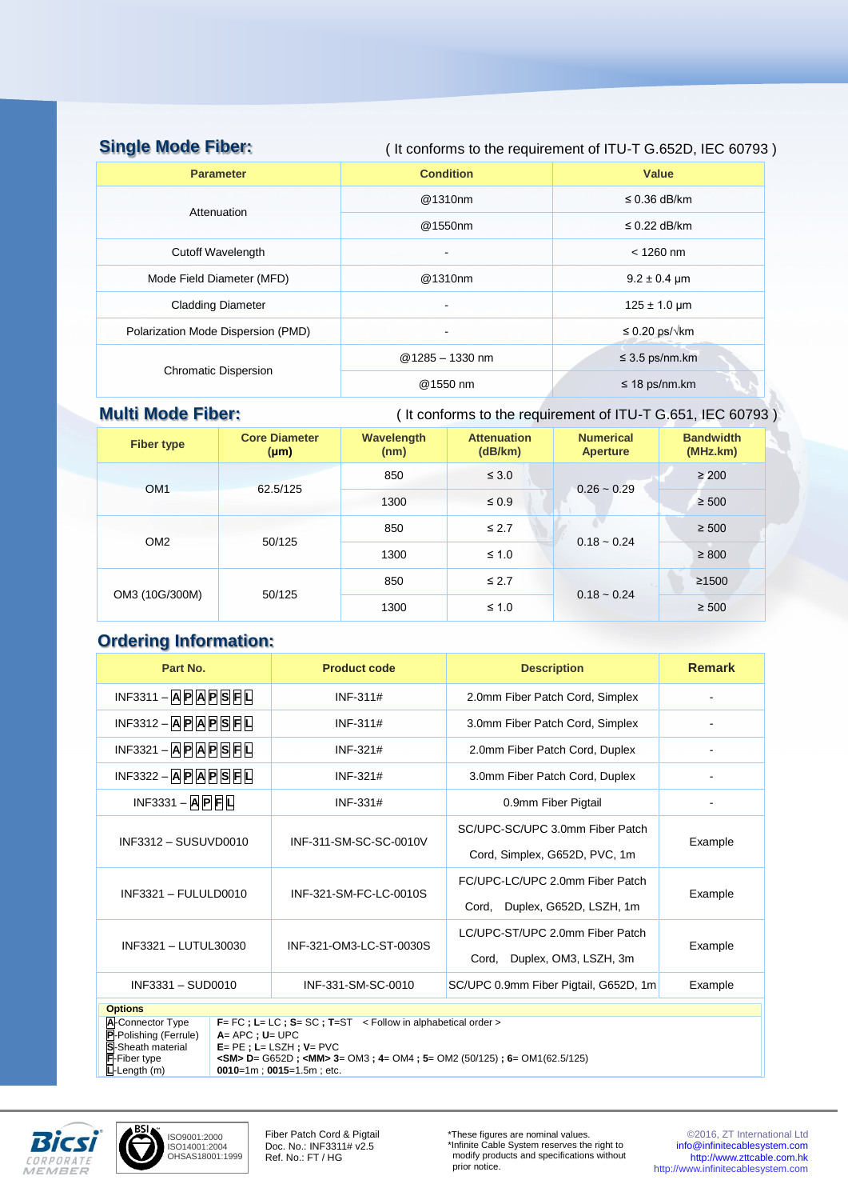## Single Mode Fiber:

( It conforms to the requirement of ITU-T G.652D, IEC 60793 )

| Parameter | Condition | Value |
|---|---|---|
| Attenuation | @1310nm | ≤ 0.36 dB/km |
| | @1550nm | ≤ 0.22 dB/km |
| Cutoff Wavelength | - | < 1260 nm |
| Mode Field Diameter (MFD) | @1310nm | 9.2 ± 0.4 μm |
| Cladding Diameter | - | 125 ± 1.0 μm |
| Polarization Mode Dispersion (PMD) | - | ≤ 0.20 ps/√km |
| Chromatic Dispersion | @1285 – 1330 nm | ≤ 3.5 ps/nm.km |
| | @1550 nm | ≤ 18 ps/nm.km |

## Multi Mode Fiber:

( It conforms to the requirement of ITU-T G.651, IEC 60793 )

| Fiber type | Core Diameter (μm) | Wavelength (nm) | Attenuation (dB/km) | Numerical Aperture | Bandwidth (MHz.km) |
|---|---|---|---|---|---|
| OM1 | 62.5/125 | 850 | ≤ 3.0 | 0.26 ~ 0.29 | ≥ 200 |
| | | 1300 | ≤ 0.9 | | ≥ 500 |
| OM2 | 50/125 | 850 | ≤ 2.7 | 0.18 ~ 0.24 | ≥ 500 |
| | | 1300 | ≤ 1.0 | | ≥ 800 |
| OM3 (10G/300M) | 50/125 | 850 | ≤ 2.7 | 0.18 ~ 0.24 | ≥1500 |
| | | 1300 | ≤ 1.0 | | ≥ 500 |

## Ordering Information:

| Part No. | Product code | Description | Remark |
|---|---|---|---|
| INF3311 – A P A P S F L | INF-311# | 2.0mm Fiber Patch Cord, Simplex | - |
| INF3312 – A P A P S F L | INF-311# | 3.0mm Fiber Patch Cord, Simplex | - |
| INF3321 – A P A P S F L | INF-321# | 2.0mm Fiber Patch Cord, Duplex | - |
| INF3322 – A P A P S F L | INF-321# | 3.0mm Fiber Patch Cord, Duplex | - |
| INF3331 – A P F L | INF-331# | 0.9mm Fiber Pigtail | - |
| INF3312 – SUSUVD0010 | INF-311-SM-SC-SC-0010V | SC/UPC-SC/UPC 3.0mm Fiber Patch Cord, Simplex, G652D, PVC, 1m | Example |
| INF3321 – FULULD0010 | INF-321-SM-FC-LC-0010S | FC/UPC-LC/UPC 2.0mm Fiber Patch Cord, Duplex, G652D, LSZH, 1m | Example |
| INF3321 – LUTUL30030 | INF-321-OM3-LC-ST-0030S | LC/UPC-ST/UPC 2.0mm Fiber Patch Cord, Duplex, OM3, LSZH, 3m | Example |
| INF3331 – SUD0010 | INF-331-SM-SC-0010 | SC/UPC 0.9mm Fiber Pigtail, G652D, 1m | Example |

**Options**

| | |
|---|---|
| A-Connector Type | F= FC ; L= LC ; S= SC ; T=ST < Follow in alphabetical order > |
| P-Polishing (Ferrule) | A= APC ; U= UPC |
| S-Sheath material | E= PE ; L= LSZH ; V= PVC |
| F-Fiber type | <SM> D= G652D ; <MM> 3= OM3 ; 4= OM4 ; 5= OM2 (50/125) ; 6= OM1(62.5/125) |
| L-Length (m) | 0010=1m ; 0015=1.5m ; etc. |

BICSI CORPORATE MEMBER

BSI ISO9001:2000 ISO14001:2004 OHSAS18001:1999

Fiber Patch Cord & Pigtail
Doc. No.: INF3311# v2.5
Ref. No.: FT / HG

*These figures are nominal values.
*Infinite Cable System reserves the right to modify products and specifications without prior notice.

©2016, ZT International Ltd
info@infinitecablesystem.com
http://www.zttcable.com.hk
http://www.infinitecablesystem.com